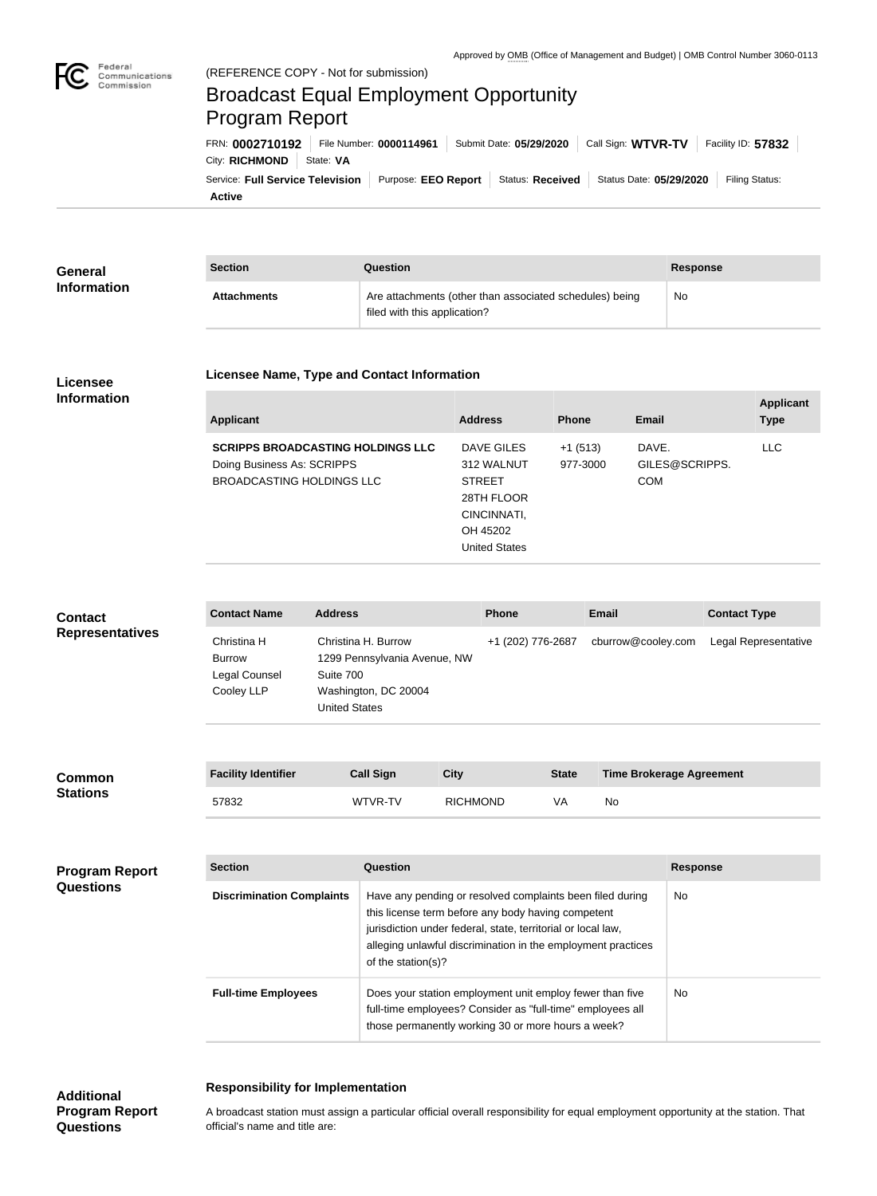Approved by OMB (Office of Management and Budget) | OMB Control Number 3060-0113

(REFERENCE COPY - Not for submission)

# Broadcast Equal Employment Opportunity Program Report

FRN: **0002710192** | File Number: **0000114961** | Submit Date: **05/29/2020** | Call Sign: **WTVR-TV** | Facility ID: **57832**
City: **RICHMOND** | State: **VA**
Service: **Full Service Television** | Purpose: **EEO Report** | Status: **Received** | Status Date: **05/29/2020** | Filing Status: **Active**

## General Information

| Section | Question | Response |
| --- | --- | --- |
| **Attachments** | Are attachments (other than associated schedules) being filed with this application? | No |

## Licensee Information

### Licensee Name, Type and Contact Information

| Applicant | Address | Phone | Email | Applicant Type |
| --- | --- | --- | --- | --- |
| **SCRIPPS BROADCASTING HOLDINGS LLC** Doing Business As: SCRIPPS BROADCASTING HOLDINGS LLC | DAVE GILES 312 WALNUT STREET 28TH FLOOR CINCINNATI, OH 45202 United States | +1 (513) 977-3000 | DAVE.GILES@SCRIPPS.COM | LLC |

## Contact Representatives

| Contact Name | Address | Phone | Email | Contact Type |
| --- | --- | --- | --- | --- |
| Christina H Burrow Legal Counsel Cooley LLP | Christina H. Burrow 1299 Pennsylvania Avenue, NW Suite 700 Washington, DC 20004 United States | +1 (202) 776-2687 | cburrow@cooley.com | Legal Representative |

## Common Stations

| Facility Identifier | Call Sign | City | State | Time Brokerage Agreement |
| --- | --- | --- | --- | --- |
| 57832 | WTVR-TV | RICHMOND | VA | No |

## Program Report Questions

| Section | Question | Response |
| --- | --- | --- |
| **Discrimination Complaints** | Have any pending or resolved complaints been filed during this license term before any body having competent jurisdiction under federal, state, territorial or local law, alleging unlawful discrimination in the employment practices of the station(s)? | No |
| **Full-time Employees** | Does your station employment unit employ fewer than five full-time employees? Consider as "full-time" employees all those permanently working 30 or more hours a week? | No |

## Additional Program Report Questions

### Responsibility for Implementation

A broadcast station must assign a particular official overall responsibility for equal employment opportunity at the station. That official's name and title are: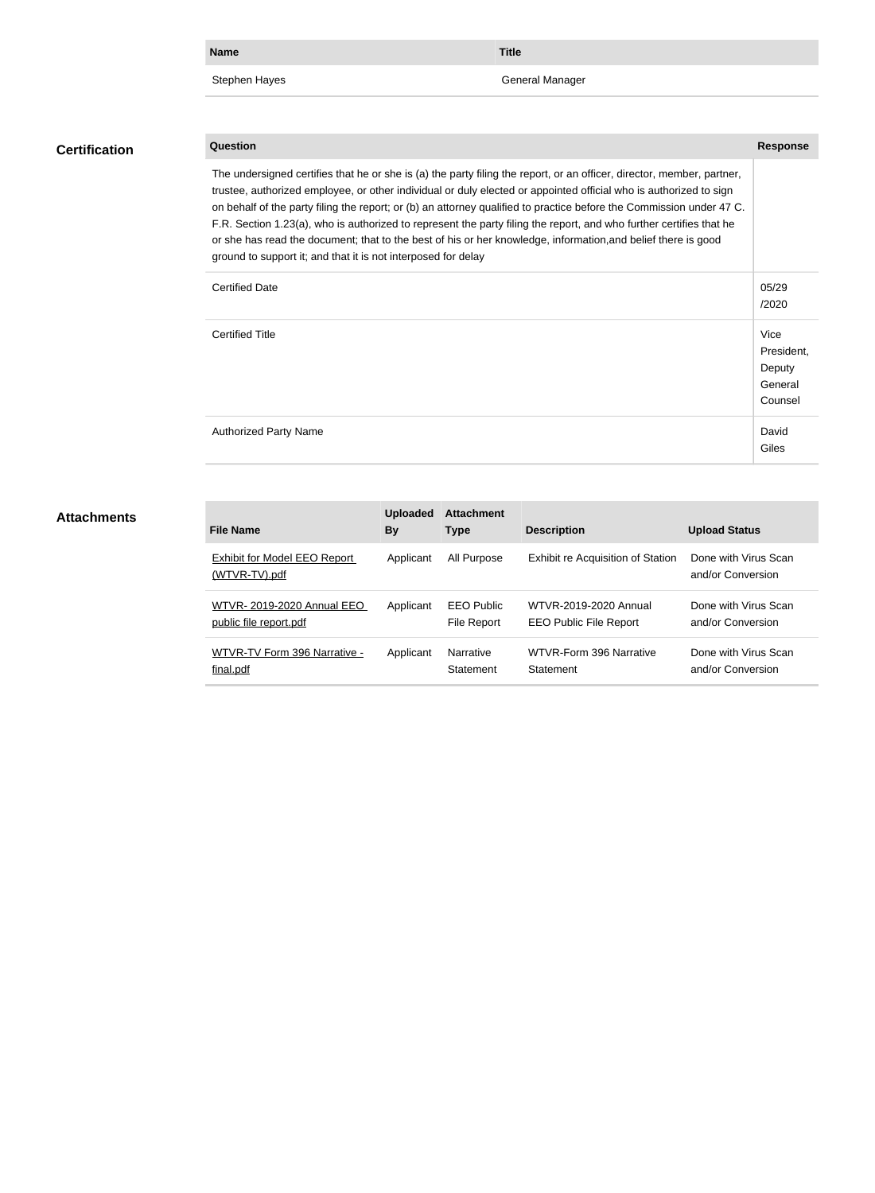| Name | Title |
| --- | --- |
| Stephen Hayes | General Manager |

## Certification

| Question | Response |
| --- | --- |
| The undersigned certifies that he or she is (a) the party filing the report, or an officer, director, member, partner, trustee, authorized employee, or other individual or duly elected or appointed official who is authorized to sign on behalf of the party filing the report; or (b) an attorney qualified to practice before the Commission under 47 C.F.R. Section 1.23(a), who is authorized to represent the party filing the report, and who further certifies that he or she has read the document; that to the best of his or her knowledge, information,and belief there is good ground to support it; and that it is not interposed for delay | |
| Certified Date | 05/29/2020 |
| Certified Title | Vice President, Deputy General Counsel |
| Authorized Party Name | David Giles |

## Attachments

| File Name | Uploaded By | Attachment Type | Description | Upload Status |
| --- | --- | --- | --- | --- |
| Exhibit for Model EEO Report (WTVR-TV).pdf | Applicant | All Purpose | Exhibit re Acquisition of Station | Done with Virus Scan and/or Conversion |
| WTVR- 2019-2020 Annual EEO public file report.pdf | Applicant | EEO Public File Report | WTVR-2019-2020 Annual EEO Public File Report | Done with Virus Scan and/or Conversion |
| WTVR-TV Form 396 Narrative - final.pdf | Applicant | Narrative Statement | WTVR-Form 396 Narrative Statement | Done with Virus Scan and/or Conversion |